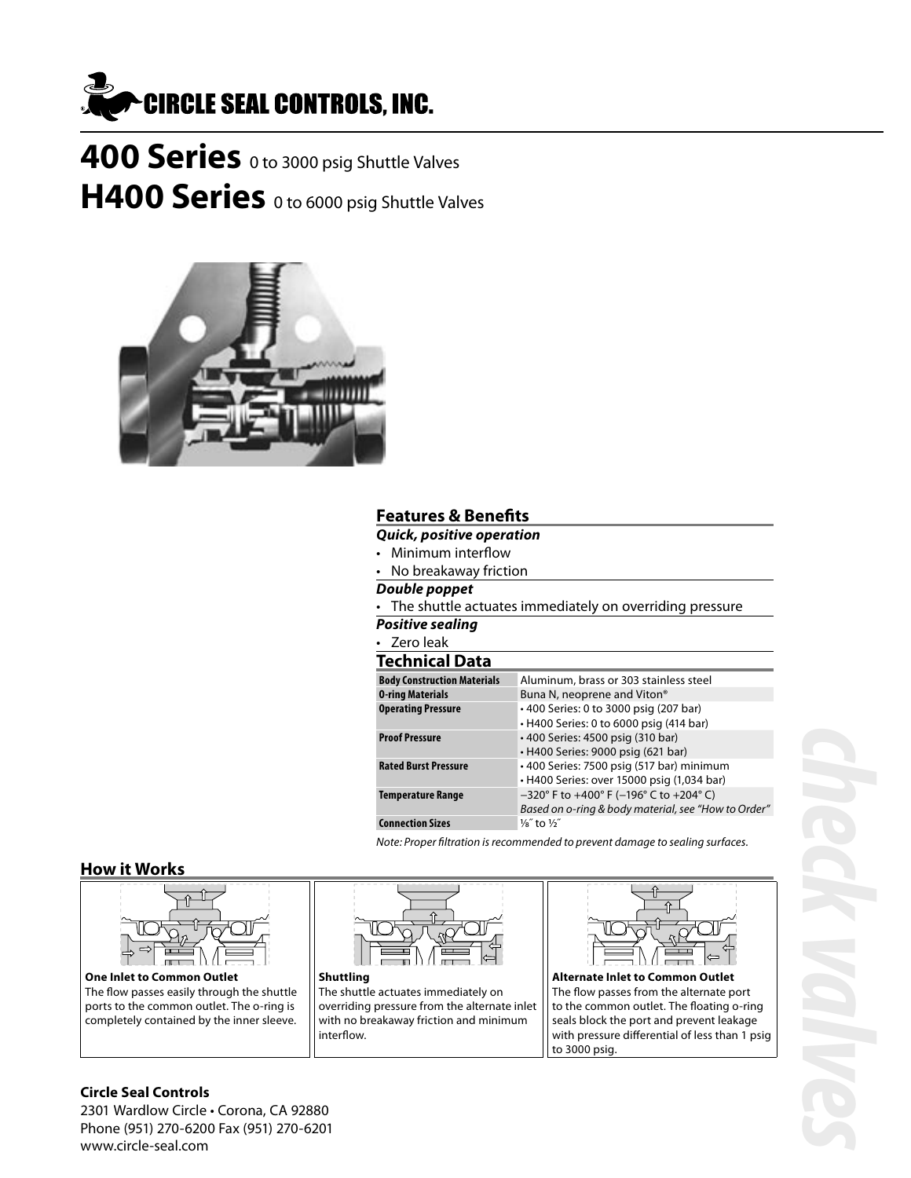# CIRCLE SEAL CONTROLS, INC.

# 400 Series 0 to 3000 psig Shuttle Valves
# H400 Series 0 to 6000 psig Shuttle Valves

## Features & Benefits

***Quick, positive operation***

- Minimum interflow
- No breakaway friction

***Double poppet***

- The shuttle actuates immediately on overriding pressure

***Positive sealing***

- Zero leak

## Technical Data

| | |
|---|---|
| **Body Construction Materials** | Aluminum, brass or 303 stainless steel |
| **O-ring Materials** | Buna N, neoprene and Viton® |
| **Operating Pressure** | • 400 Series: 0 to 3000 psig (207 bar)<br>• H400 Series: 0 to 6000 psig (414 bar) |
| **Proof Pressure** | • 400 Series: 4500 psig (310 bar)<br>• H400 Series: 9000 psig (621 bar) |
| **Rated Burst Pressure** | • 400 Series: 7500 psig (517 bar) minimum<br>• H400 Series: over 15000 psig (1,034 bar) |
| **Temperature Range** | –320° F to +400° F (–196° C to +204° C)<br>*Based on o-ring & body material, see "How to Order"* |
| **Connection Sizes** | ⅛″ to ½″ |

*Note: Proper filtration is recommended to prevent damage to sealing surfaces.*

## How it Works

**One Inlet to Common Outlet**
The flow passes easily through the shuttle ports to the common outlet. The o-ring is completely contained by the inner sleeve.

**Shuttling**
The shuttle actuates immediately on overriding pressure from the alternate inlet with no breakaway friction and minimum interflow.

**Alternate Inlet to Common Outlet**
The flow passes from the alternate port to the common outlet. The floating o-ring seals block the port and prevent leakage with pressure differential of less than 1 psig to 3000 psig.

**Circle Seal Controls**
2301 Wardlow Circle • Corona, CA 92880
Phone (951) 270-6200 Fax (951) 270-6201
www.circle-seal.com

check valves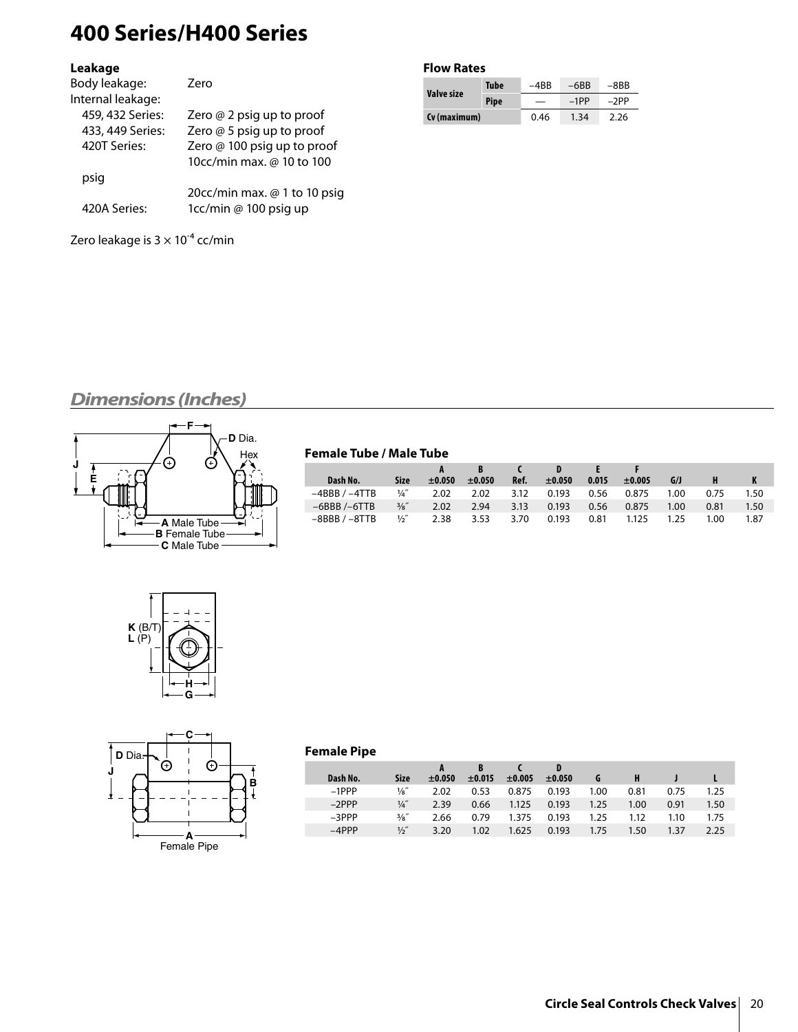# 400 Series/H400 Series

**Leakage**

Body leakage: Zero

Internal leakage:

- 459, 432 Series: Zero @ 2 psig up to proof
- 433, 449 Series: Zero @ 5 psig up to proof
- 420T Series: Zero @ 100 psig up to proof
  10cc/min max. @ 10 to 100 psig
  20cc/min max. @ 1 to 10 psig
- 420A Series: 1cc/min @ 100 psig up

Zero leakage is $3 \times 10^{-4}$ cc/min

**Flow Rates**

| Valve size | Tube | −4BB | −6BB | −8BB |
|---|---|---|---|---|
| | Pipe | — | −1PP | −2PP |
| Cv (maximum) | | 0.46 | 1.34 | 2.26 |

## Dimensions (Inches)

**Female Tube / Male Tube**

| Dash No. | Size | A ±0.050 | B ±0.050 | C Ref. | D ±0.050 | E 0.015 | F ±0.005 | G/J | H | K |
|---|---|---|---|---|---|---|---|---|---|---|
| −4BBB / −4TTB | ¼″ | 2.02 | 2.02 | 3.12 | 0.193 | 0.56 | 0.875 | 1.00 | 0.75 | 1.50 |
| −6BBB /−6TTB | ⅜″ | 2.02 | 2.94 | 3.13 | 0.193 | 0.56 | 0.875 | 1.00 | 0.81 | 1.50 |
| −8BBB / −8TTB | ½″ | 2.38 | 3.53 | 3.70 | 0.193 | 0.81 | 1.125 | 1.25 | 1.00 | 1.87 |

**Female Pipe**

| Dash No. | Size | A ±0.050 | B ±0.015 | C ±0.005 | D ±0.050 | G | H | J | L |
|---|---|---|---|---|---|---|---|---|---|
| −1PPP | ⅛″ | 2.02 | 0.53 | 0.875 | 0.193 | 1.00 | 0.81 | 0.75 | 1.25 |
| −2PPP | ¼″ | 2.39 | 0.66 | 1.125 | 0.193 | 1.25 | 1.00 | 0.91 | 1.50 |
| −3PPP | ⅜″ | 2.66 | 0.79 | 1.375 | 0.193 | 1.25 | 1.12 | 1.10 | 1.75 |
| −4PPP | ½″ | 3.20 | 1.02 | 1.625 | 0.193 | 1.75 | 1.50 | 1.37 | 2.25 |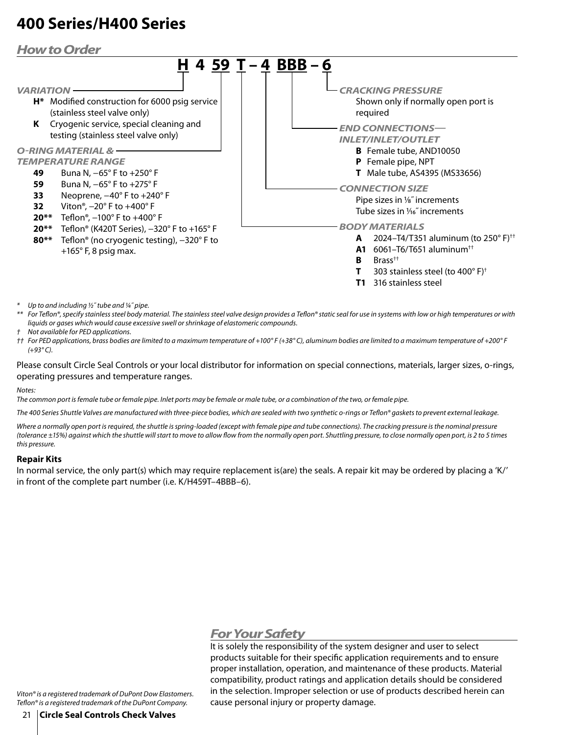# 400 Series/H400 Series

## How to Order

**H 4 59 T – 4 BBB – 6**

### VARIATION

- **H*** Modified construction for 6000 psig service (stainless steel valve only)
- **K** Cryogenic service, special cleaning and testing (stainless steel valve only)

### O-RING MATERIAL & TEMPERATURE RANGE

- **49** Buna N, −65° F to +250° F
- **59** Buna N, −65° F to +275° F
- **33** Neoprene, −40° F to +240° F
- **32** Viton®, −20° F to +400° F
- **20**** Teflon®, −100° F to +400° F
- **20**** Teflon® (K420T Series), −320° F to +165° F
- **80**** Teflon® (no cryogenic testing), −320° F to +165° F, 8 psig max.

### CRACKING PRESSURE

Shown only if normally open port is required

### END CONNECTIONS—INLET/INLET/OUTLET

- **B** Female tube, AND10050
- **P** Female pipe, NPT
- **T** Male tube, AS4395 (MS33656)

### CONNECTION SIZE

Pipe sizes in ⅛″ increments
Tube sizes in ¹⁄₁₆″ increments

### BODY MATERIALS

- **A** 2024–T4/T351 aluminum (to 250° F)††
- **A1** 6061–T6/T651 aluminum††
- **B** Brass††
- **T** 303 stainless steel (to 400° F)†
- **T1** 316 stainless steel

*\* Up to and including ½″ tube and ¼″ pipe.*

*\*\* For Teflon®, specify stainless steel body material. The stainless steel valve design provides a Teflon® static seal for use in systems with low or high temperatures or with liquids or gases which would cause excessive swell or shrinkage of elastomeric compounds.*

*† Not available for PED applications.*

*†† For PED applications, brass bodies are limited to a maximum temperature of +100° F (+38° C), aluminum bodies are limited to a maximum temperature of +200° F (+93° C).*

Please consult Circle Seal Controls or your local distributor for information on special connections, materials, larger sizes, o-rings, operating pressures and temperature ranges.

*Notes:*

*The common port is female tube or female pipe. Inlet ports may be female or male tube, or a combination of the two, or female pipe.*

*The 400 Series Shuttle Valves are manufactured with three-piece bodies, which are sealed with two synthetic o-rings or Teflon® gaskets to prevent external leakage.*

*Where a normally open port is required, the shuttle is spring-loaded (except with female pipe and tube connections). The cracking pressure is the nominal pressure (tolerance ±15%) against which the shuttle will start to move to allow flow from the normally open port. Shuttling pressure, to close normally open port, is 2 to 5 times this pressure.*

**Repair Kits**

In normal service, the only part(s) which may require replacement is(are) the seals. A repair kit may be ordered by placing a 'K/' in front of the complete part number (i.e. K/H459T–4BBB–6).

## For Your Safety

It is solely the responsibility of the system designer and user to select products suitable for their specific application requirements and to ensure proper installation, operation, and maintenance of these products. Material compatibility, product ratings and application details should be considered in the selection. Improper selection or use of products described herein can cause personal injury or property damage.

*Viton® is a registered trademark of DuPont Dow Elastomers.*
*Teflon® is a registered trademark of the DuPont Company.*